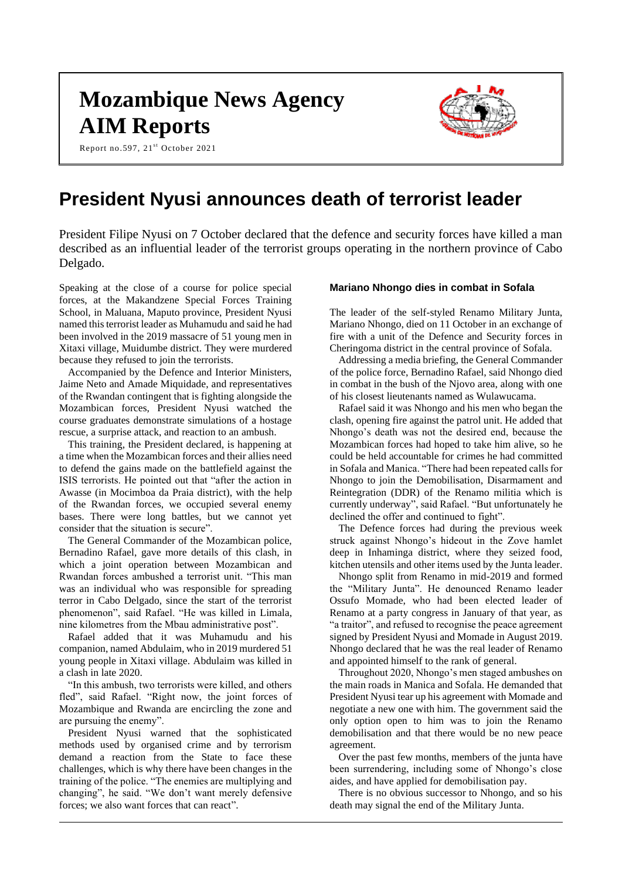# Mozambique News Agency AIM Reports

Report no.597, 21st October 2021

# President Nyusi announces death of terrorist leader

President Filipe Nyusi on 7 October declared that the defence and security forces have killed a man described as an influential leader of the terrorist groups operating in the northern province of Cabo Delgado.

Speaking at the close of a course for police special forces, at the Makandzene Special Forces Training School, in Maluana, Maputo province, President Nyusi named this terrorist leader as Muhamudu and said he had been involved in the 2019 massacre of 51 young men in Xitaxi village, Muidumbe district. They were murdered because they refused to join the terrorists.

Accompanied by the Defence and Interior Ministers, Jaime Neto and Amade Miquidade, and representatives of the Rwandan contingent that is fighting alongside the Mozambican forces, President Nyusi watched the course graduates demonstrate simulations of a hostage rescue, a surprise attack, and reaction to an ambush.

This training, the President declared, is happening at a time when the Mozambican forces and their allies need to defend the gains made on the battlefield against the ISIS terrorists. He pointed out that "after the action in Awasse (in Mocimboa da Praia district), with the help of the Rwandan forces, we occupied several enemy bases. There were long battles, but we cannot yet consider that the situation is secure".

The General Commander of the Mozambican police, Bernadino Rafael, gave more details of this clash, in which a joint operation between Mozambican and Rwandan forces ambushed a terrorist unit. "This man was an individual who was responsible for spreading terror in Cabo Delgado, since the start of the terrorist phenomenon", said Rafael. "He was killed in Limala, nine kilometres from the Mbau administrative post".

Rafael added that it was Muhamudu and his companion, named Abdulaim, who in 2019 murdered 51 young people in Xitaxi village. Abdulaim was killed in a clash in late 2020.

"In this ambush, two terrorists were killed, and others fled", said Rafael. "Right now, the joint forces of Mozambique and Rwanda are encircling the zone and are pursuing the enemy".

President Nyusi warned that the sophisticated methods used by organised crime and by terrorism demand a reaction from the State to face these challenges, which is why there have been changes in the training of the police. "The enemies are multiplying and changing", he said. "We don't want merely defensive forces; we also want forces that can react".

### Mariano Nhongo dies in combat in Sofala

The leader of the self-styled Renamo Military Junta, Mariano Nhongo, died on 11 October in an exchange of fire with a unit of the Defence and Security forces in Cheringoma district in the central province of Sofala.

Addressing a media briefing, the General Commander of the police force, Bernadino Rafael, said Nhongo died in combat in the bush of the Njovo area, along with one of his closest lieutenants named as Wulawucama.

Rafael said it was Nhongo and his men who began the clash, opening fire against the patrol unit. He added that Nhongo's death was not the desired end, because the Mozambican forces had hoped to take him alive, so he could be held accountable for crimes he had committed in Sofala and Manica. "There had been repeated calls for Nhongo to join the Demobilisation, Disarmament and Reintegration (DDR) of the Renamo militia which is currently underway", said Rafael. "But unfortunately he declined the offer and continued to fight".

The Defence forces had during the previous week struck against Nhongo's hideout in the Zove hamlet deep in Inhaminga district, where they seized food, kitchen utensils and other items used by the Junta leader.

Nhongo split from Renamo in mid-2019 and formed the "Military Junta". He denounced Renamo leader Ossufo Momade, who had been elected leader of Renamo at a party congress in January of that year, as "a traitor", and refused to recognise the peace agreement signed by President Nyusi and Momade in August 2019. Nhongo declared that he was the real leader of Renamo and appointed himself to the rank of general.

Throughout 2020, Nhongo's men staged ambushes on the main roads in Manica and Sofala. He demanded that President Nyusi tear up his agreement with Momade and negotiate a new one with him. The government said the only option open to him was to join the Renamo demobilisation and that there would be no new peace agreement.

Over the past few months, members of the junta have been surrendering, including some of Nhongo's close aides, and have applied for demobilisation pay.

There is no obvious successor to Nhongo, and so his death may signal the end of the Military Junta.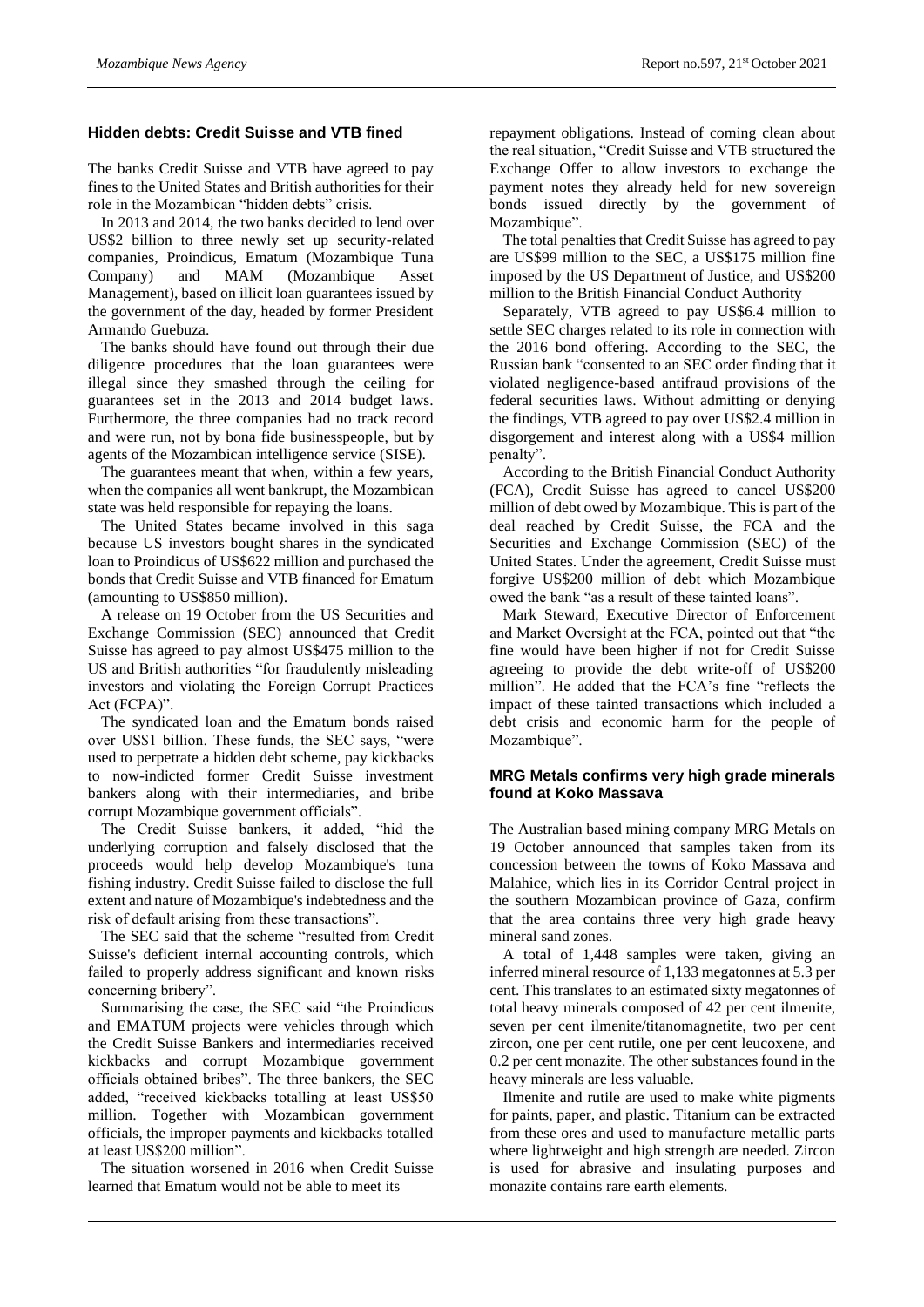## Hidden debts: Credit Suisse and VTB fined

The banks Credit Suisse and VTB have agreed to pay fines to the United States and British authorities for their role in the Mozambican "hidden debts" crisis.

In 2013 and 2014, the two banks decided to lend over US$2 billion to three newly set up security-related companies, Proindicus, Ematum (Mozambique Tuna Company) and MAM (Mozambique Asset Management), based on illicit loan guarantees issued by the government of the day, headed by former President Armando Guebuza.

The banks should have found out through their due diligence procedures that the loan guarantees were illegal since they smashed through the ceiling for guarantees set in the 2013 and 2014 budget laws. Furthermore, the three companies had no track record and were run, not by bona fide businesspeople, but by agents of the Mozambican intelligence service (SISE).

The guarantees meant that when, within a few years, when the companies all went bankrupt, the Mozambican state was held responsible for repaying the loans.

The United States became involved in this saga because US investors bought shares in the syndicated loan to Proindicus of US$622 million and purchased the bonds that Credit Suisse and VTB financed for Ematum (amounting to US$850 million).

A release on 19 October from the US Securities and Exchange Commission (SEC) announced that Credit Suisse has agreed to pay almost US$475 million to the US and British authorities "for fraudulently misleading investors and violating the Foreign Corrupt Practices Act (FCPA)".

The syndicated loan and the Ematum bonds raised over US$1 billion. These funds, the SEC says, "were used to perpetrate a hidden debt scheme, pay kickbacks to now-indicted former Credit Suisse investment bankers along with their intermediaries, and bribe corrupt Mozambique government officials".

The Credit Suisse bankers, it added, "hid the underlying corruption and falsely disclosed that the proceeds would help develop Mozambique's tuna fishing industry. Credit Suisse failed to disclose the full extent and nature of Mozambique's indebtedness and the risk of default arising from these transactions".

The SEC said that the scheme "resulted from Credit Suisse's deficient internal accounting controls, which failed to properly address significant and known risks concerning bribery".

Summarising the case, the SEC said "the Proindicus and EMATUM projects were vehicles through which the Credit Suisse Bankers and intermediaries received kickbacks and corrupt Mozambique government officials obtained bribes". The three bankers, the SEC added, "received kickbacks totalling at least US$50 million. Together with Mozambican government officials, the improper payments and kickbacks totalled at least US$200 million".

The situation worsened in 2016 when Credit Suisse learned that Ematum would not be able to meet its repayment obligations. Instead of coming clean about the real situation, "Credit Suisse and VTB structured the Exchange Offer to allow investors to exchange the payment notes they already held for new sovereign bonds issued directly by the government of Mozambique".

The total penalties that Credit Suisse has agreed to pay are US$99 million to the SEC, a US$175 million fine imposed by the US Department of Justice, and US$200 million to the British Financial Conduct Authority

Separately, VTB agreed to pay US$6.4 million to settle SEC charges related to its role in connection with the 2016 bond offering. According to the SEC, the Russian bank "consented to an SEC order finding that it violated negligence-based antifraud provisions of the federal securities laws. Without admitting or denying the findings, VTB agreed to pay over US$2.4 million in disgorgement and interest along with a US$4 million penalty".

According to the British Financial Conduct Authority (FCA), Credit Suisse has agreed to cancel US$200 million of debt owed by Mozambique. This is part of the deal reached by Credit Suisse, the FCA and the Securities and Exchange Commission (SEC) of the United States. Under the agreement, Credit Suisse must forgive US$200 million of debt which Mozambique owed the bank "as a result of these tainted loans".

Mark Steward, Executive Director of Enforcement and Market Oversight at the FCA, pointed out that "the fine would have been higher if not for Credit Suisse agreeing to provide the debt write-off of US$200 million". He added that the FCA's fine "reflects the impact of these tainted transactions which included a debt crisis and economic harm for the people of Mozambique".

## MRG Metals confirms very high grade minerals found at Koko Massava

The Australian based mining company MRG Metals on 19 October announced that samples taken from its concession between the towns of Koko Massava and Malahice, which lies in its Corridor Central project in the southern Mozambican province of Gaza, confirm that the area contains three very high grade heavy mineral sand zones.

A total of 1,448 samples were taken, giving an inferred mineral resource of 1,133 megatonnes at 5.3 per cent. This translates to an estimated sixty megatonnes of total heavy minerals composed of 42 per cent ilmenite, seven per cent ilmenite/titanomagnetite, two per cent zircon, one per cent rutile, one per cent leucoxene, and 0.2 per cent monazite. The other substances found in the heavy minerals are less valuable.

Ilmenite and rutile are used to make white pigments for paints, paper, and plastic. Titanium can be extracted from these ores and used to manufacture metallic parts where lightweight and high strength are needed. Zircon is used for abrasive and insulating purposes and monazite contains rare earth elements.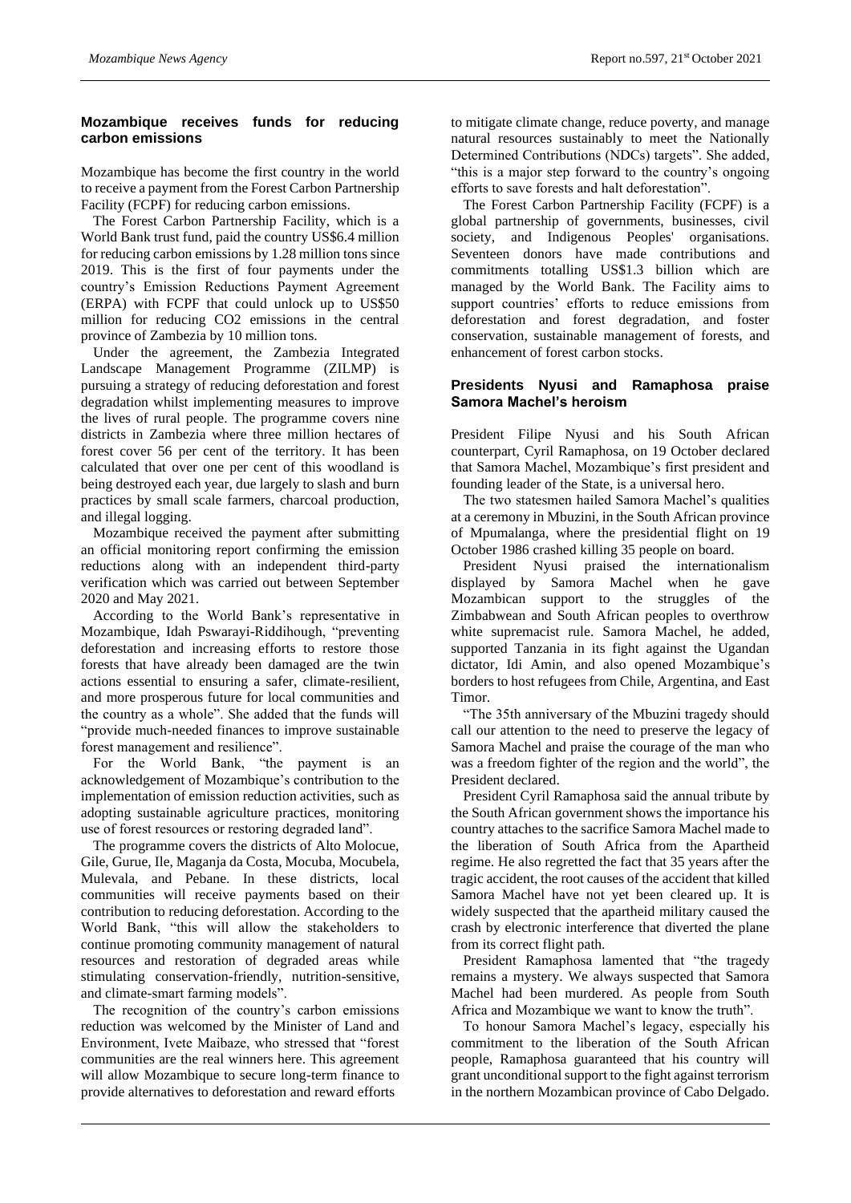## Mozambique receives funds for reducing carbon emissions

Mozambique has become the first country in the world to receive a payment from the Forest Carbon Partnership Facility (FCPF) for reducing carbon emissions.

The Forest Carbon Partnership Facility, which is a World Bank trust fund, paid the country US$6.4 million for reducing carbon emissions by 1.28 million tons since 2019. This is the first of four payments under the country's Emission Reductions Payment Agreement (ERPA) with FCPF that could unlock up to US$50 million for reducing $CO_2$ emissions in the central province of Zambezia by 10 million tons.

Under the agreement, the Zambezia Integrated Landscape Management Programme (ZILMP) is pursuing a strategy of reducing deforestation and forest degradation whilst implementing measures to improve the lives of rural people. The programme covers nine districts in Zambezia where three million hectares of forest cover 56 per cent of the territory. It has been calculated that over one per cent of this woodland is being destroyed each year, due largely to slash and burn practices by small scale farmers, charcoal production, and illegal logging.

Mozambique received the payment after submitting an official monitoring report confirming the emission reductions along with an independent third-party verification which was carried out between September 2020 and May 2021.

According to the World Bank's representative in Mozambique, Idah Pswarayi-Riddihough, "preventing deforestation and increasing efforts to restore those forests that have already been damaged are the twin actions essential to ensuring a safer, climate-resilient, and more prosperous future for local communities and the country as a whole". She added that the funds will "provide much-needed finances to improve sustainable forest management and resilience".

For the World Bank, "the payment is an acknowledgement of Mozambique's contribution to the implementation of emission reduction activities, such as adopting sustainable agriculture practices, monitoring use of forest resources or restoring degraded land".

The programme covers the districts of Alto Molocue, Gile, Gurue, Ile, Maganja da Costa, Mocuba, Mocubela, Mulevala, and Pebane. In these districts, local communities will receive payments based on their contribution to reducing deforestation. According to the World Bank, "this will allow the stakeholders to continue promoting community management of natural resources and restoration of degraded areas while stimulating conservation-friendly, nutrition-sensitive, and climate-smart farming models".

The recognition of the country's carbon emissions reduction was welcomed by the Minister of Land and Environment, Ivete Maibaze, who stressed that "forest communities are the real winners here. This agreement will allow Mozambique to secure long-term finance to provide alternatives to deforestation and reward efforts to mitigate climate change, reduce poverty, and manage natural resources sustainably to meet the Nationally Determined Contributions (NDCs) targets". She added, "this is a major step forward to the country's ongoing efforts to save forests and halt deforestation".

The Forest Carbon Partnership Facility (FCPF) is a global partnership of governments, businesses, civil society, and Indigenous Peoples' organisations. Seventeen donors have made contributions and commitments totalling US$1.3 billion which are managed by the World Bank. The Facility aims to support countries' efforts to reduce emissions from deforestation and forest degradation, and foster conservation, sustainable management of forests, and enhancement of forest carbon stocks.

## Presidents Nyusi and Ramaphosa praise Samora Machel's heroism

President Filipe Nyusi and his South African counterpart, Cyril Ramaphosa, on 19 October declared that Samora Machel, Mozambique's first president and founding leader of the State, is a universal hero.

The two statesmen hailed Samora Machel's qualities at a ceremony in Mbuzini, in the South African province of Mpumalanga, where the presidential flight on 19 October 1986 crashed killing 35 people on board.

President Nyusi praised the internationalism displayed by Samora Machel when he gave Mozambican support to the struggles of the Zimbabwean and South African peoples to overthrow white supremacist rule. Samora Machel, he added, supported Tanzania in its fight against the Ugandan dictator, Idi Amin, and also opened Mozambique's borders to host refugees from Chile, Argentina, and East Timor.

"The 35th anniversary of the Mbuzini tragedy should call our attention to the need to preserve the legacy of Samora Machel and praise the courage of the man who was a freedom fighter of the region and the world", the President declared.

President Cyril Ramaphosa said the annual tribute by the South African government shows the importance his country attaches to the sacrifice Samora Machel made to the liberation of South Africa from the Apartheid regime. He also regretted the fact that 35 years after the tragic accident, the root causes of the accident that killed Samora Machel have not yet been cleared up. It is widely suspected that the apartheid military caused the crash by electronic interference that diverted the plane from its correct flight path.

President Ramaphosa lamented that "the tragedy remains a mystery. We always suspected that Samora Machel had been murdered. As people from South Africa and Mozambique we want to know the truth".

To honour Samora Machel's legacy, especially his commitment to the liberation of the South African people, Ramaphosa guaranteed that his country will grant unconditional support to the fight against terrorism in the northern Mozambican province of Cabo Delgado.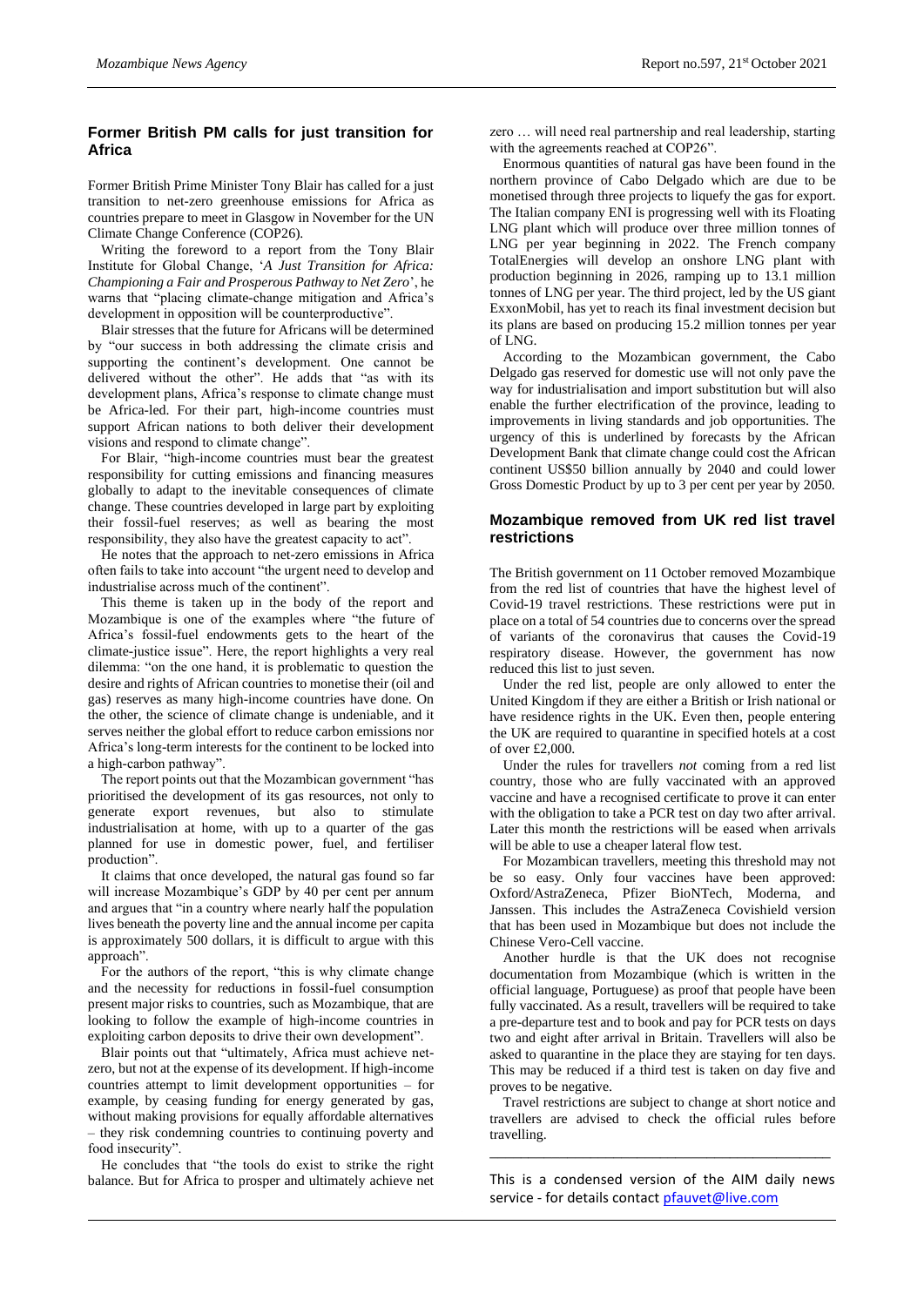## Former British PM calls for just transition for Africa

Former British Prime Minister Tony Blair has called for a just transition to net-zero greenhouse emissions for Africa as countries prepare to meet in Glasgow in November for the UN Climate Change Conference (COP26).

Writing the foreword to a report from the Tony Blair Institute for Global Change, '*A Just Transition for Africa: Championing a Fair and Prosperous Pathway to Net Zero*', he warns that "placing climate-change mitigation and Africa's development in opposition will be counterproductive".

Blair stresses that the future for Africans will be determined by "our success in both addressing the climate crisis and supporting the continent's development. One cannot be delivered without the other". He adds that "as with its development plans, Africa's response to climate change must be Africa-led. For their part, high-income countries must support African nations to both deliver their development visions and respond to climate change".

For Blair, "high-income countries must bear the greatest responsibility for cutting emissions and financing measures globally to adapt to the inevitable consequences of climate change. These countries developed in large part by exploiting their fossil-fuel reserves; as well as bearing the most responsibility, they also have the greatest capacity to act".

He notes that the approach to net-zero emissions in Africa often fails to take into account "the urgent need to develop and industrialise across much of the continent".

This theme is taken up in the body of the report and Mozambique is one of the examples where "the future of Africa's fossil-fuel endowments gets to the heart of the climate-justice issue". Here, the report highlights a very real dilemma: "on the one hand, it is problematic to question the desire and rights of African countries to monetise their (oil and gas) reserves as many high-income countries have done. On the other, the science of climate change is undeniable, and it serves neither the global effort to reduce carbon emissions nor Africa's long-term interests for the continent to be locked into a high-carbon pathway".

The report points out that the Mozambican government "has prioritised the development of its gas resources, not only to generate export revenues, but also to stimulate industrialisation at home, with up to a quarter of the gas planned for use in domestic power, fuel, and fertiliser production".

It claims that once developed, the natural gas found so far will increase Mozambique's GDP by 40 per cent per annum and argues that "in a country where nearly half the population lives beneath the poverty line and the annual income per capita is approximately 500 dollars, it is difficult to argue with this approach".

For the authors of the report, "this is why climate change and the necessity for reductions in fossil-fuel consumption present major risks to countries, such as Mozambique, that are looking to follow the example of high-income countries in exploiting carbon deposits to drive their own development".

Blair points out that "ultimately, Africa must achieve net-zero, but not at the expense of its development. If high-income countries attempt to limit development opportunities – for example, by ceasing funding for energy generated by gas, without making provisions for equally affordable alternatives – they risk condemning countries to continuing poverty and food insecurity".

He concludes that "the tools do exist to strike the right balance. But for Africa to prosper and ultimately achieve net zero … will need real partnership and real leadership, starting with the agreements reached at COP26".

Enormous quantities of natural gas have been found in the northern province of Cabo Delgado which are due to be monetised through three projects to liquefy the gas for export. The Italian company ENI is progressing well with its Floating LNG plant which will produce over three million tonnes of LNG per year beginning in 2022. The French company TotalEnergies will develop an onshore LNG plant with production beginning in 2026, ramping up to 13.1 million tonnes of LNG per year. The third project, led by the US giant ExxonMobil, has yet to reach its final investment decision but its plans are based on producing 15.2 million tonnes per year of LNG.

According to the Mozambican government, the Cabo Delgado gas reserved for domestic use will not only pave the way for industrialisation and import substitution but will also enable the further electrification of the province, leading to improvements in living standards and job opportunities. The urgency of this is underlined by forecasts by the African Development Bank that climate change could cost the African continent US$50 billion annually by 2040 and could lower Gross Domestic Product by up to 3 per cent per year by 2050.

## Mozambique removed from UK red list travel restrictions

The British government on 11 October removed Mozambique from the red list of countries that have the highest level of Covid-19 travel restrictions. These restrictions were put in place on a total of 54 countries due to concerns over the spread of variants of the coronavirus that causes the Covid-19 respiratory disease. However, the government has now reduced this list to just seven.

Under the red list, people are only allowed to enter the United Kingdom if they are either a British or Irish national or have residence rights in the UK. Even then, people entering the UK are required to quarantine in specified hotels at a cost of over £2,000.

Under the rules for travellers *not* coming from a red list country, those who are fully vaccinated with an approved vaccine and have a recognised certificate to prove it can enter with the obligation to take a PCR test on day two after arrival. Later this month the restrictions will be eased when arrivals will be able to use a cheaper lateral flow test.

For Mozambican travellers, meeting this threshold may not be so easy. Only four vaccines have been approved: Oxford/AstraZeneca, Pfizer BioNTech, Moderna, and Janssen. This includes the AstraZeneca Covishield version that has been used in Mozambique but does not include the Chinese Vero-Cell vaccine.

Another hurdle is that the UK does not recognise documentation from Mozambique (which is written in the official language, Portuguese) as proof that people have been fully vaccinated. As a result, travellers will be required to take a pre-departure test and to book and pay for PCR tests on days two and eight after arrival in Britain. Travellers will also be asked to quarantine in the place they are staying for ten days. This may be reduced if a third test is taken on day five and proves to be negative.

Travel restrictions are subject to change at short notice and travellers are advised to check the official rules before travelling.

---

This is a condensed version of the AIM daily news service - for details contact pfauvet@live.com